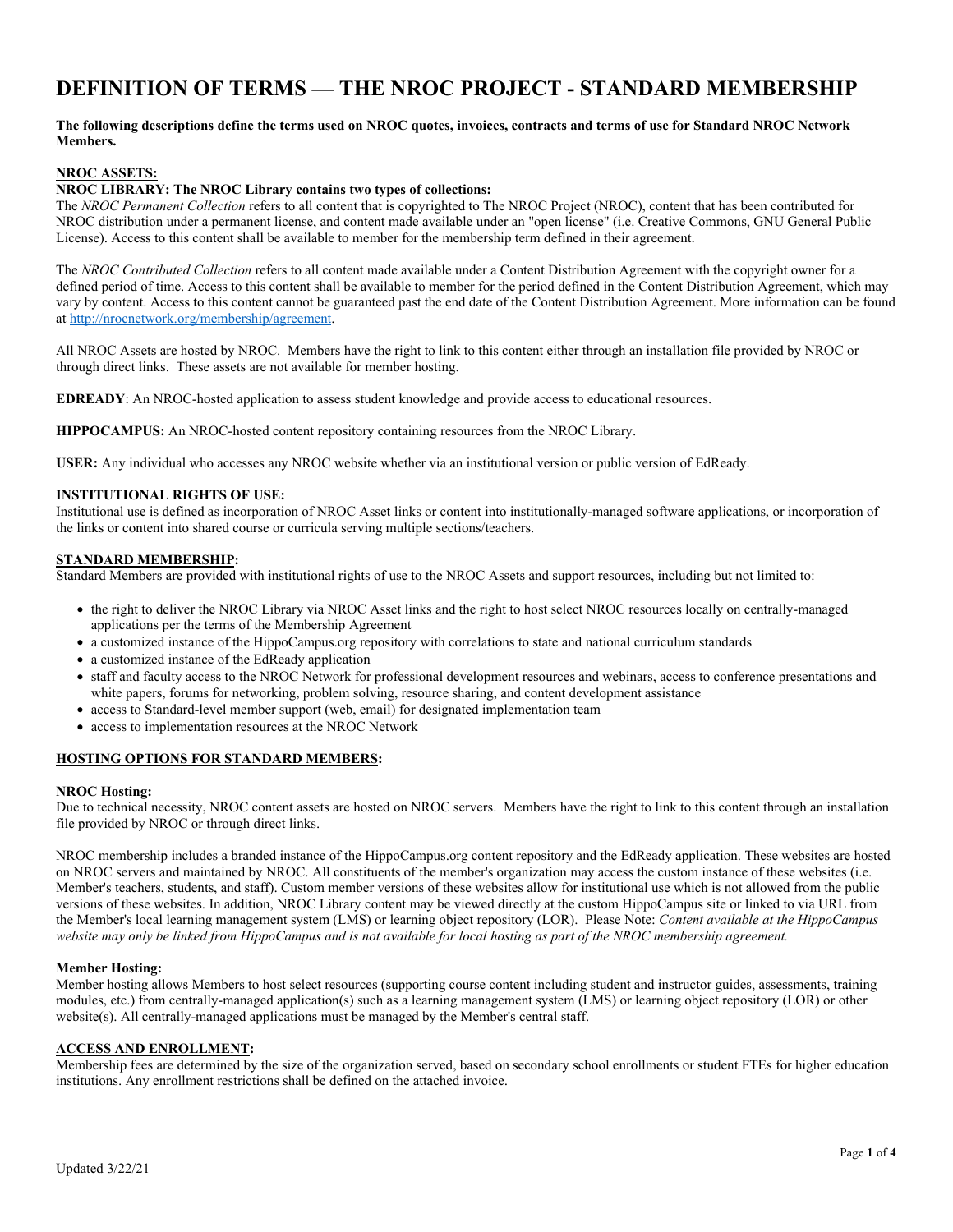# DEFINITION OF TERMS — THE NROC PROJECT - STANDARD MEMBERSHIP

**The following descriptions define the terms used on NROC quotes, invoices, contracts and terms of use for Standard NROC Network Members.**

## NROC ASSETS:

**NROC LIBRARY: The NROC Library contains two types of collections:**

The *NROC Permanent Collection* refers to all content that is copyrighted to The NROC Project (NROC), content that has been contributed for NROC distribution under a permanent license, and content made available under an "open license" (i.e. Creative Commons, GNU General Public License). Access to this content shall be available to member for the membership term defined in their agreement.

The *NROC Contributed Collection* refers to all content made available under a Content Distribution Agreement with the copyright owner for a defined period of time. Access to this content shall be available to member for the period defined in the Content Distribution Agreement, which may vary by content. Access to this content cannot be guaranteed past the end date of the Content Distribution Agreement. More information can be found at http://nrocnetwork.org/membership/agreement.

All NROC Assets are hosted by NROC. Members have the right to link to this content either through an installation file provided by NROC or through direct links. These assets are not available for member hosting.

**EDREADY**: An NROC-hosted application to assess student knowledge and provide access to educational resources.

**HIPPOCAMPUS:** An NROC-hosted content repository containing resources from the NROC Library.

**USER:** Any individual who accesses any NROC website whether via an institutional version or public version of EdReady.

## INSTITUTIONAL RIGHTS OF USE:

Institutional use is defined as incorporation of NROC Asset links or content into institutionally-managed software applications, or incorporation of the links or content into shared course or curricula serving multiple sections/teachers.

## STANDARD MEMBERSHIP:

Standard Members are provided with institutional rights of use to the NROC Assets and support resources, including but not limited to:

- the right to deliver the NROC Library via NROC Asset links and the right to host select NROC resources locally on centrally-managed applications per the terms of the Membership Agreement
- a customized instance of the HippoCampus.org repository with correlations to state and national curriculum standards
- a customized instance of the EdReady application
- staff and faculty access to the NROC Network for professional development resources and webinars, access to conference presentations and white papers, forums for networking, problem solving, resource sharing, and content development assistance
- access to Standard-level member support (web, email) for designated implementation team
- access to implementation resources at the NROC Network

## HOSTING OPTIONS FOR STANDARD MEMBERS:

### NROC Hosting:

Due to technical necessity, NROC content assets are hosted on NROC servers. Members have the right to link to this content through an installation file provided by NROC or through direct links.

NROC membership includes a branded instance of the HippoCampus.org content repository and the EdReady application. These websites are hosted on NROC servers and maintained by NROC. All constituents of the member's organization may access the custom instance of these websites (i.e. Member's teachers, students, and staff). Custom member versions of these websites allow for institutional use which is not allowed from the public versions of these websites. In addition, NROC Library content may be viewed directly at the custom HippoCampus site or linked to via URL from the Member's local learning management system (LMS) or learning object repository (LOR). Please Note: *Content available at the HippoCampus website may only be linked from HippoCampus and is not available for local hosting as part of the NROC membership agreement.*

### Member Hosting:

Member hosting allows Members to host select resources (supporting course content including student and instructor guides, assessments, training modules, etc.) from centrally-managed application(s) such as a learning management system (LMS) or learning object repository (LOR) or other website(s). All centrally-managed applications must be managed by the Member's central staff.

## ACCESS AND ENROLLMENT:

Membership fees are determined by the size of the organization served, based on secondary school enrollments or student FTEs for higher education institutions. Any enrollment restrictions shall be defined on the attached invoice.

Updated 3/22/21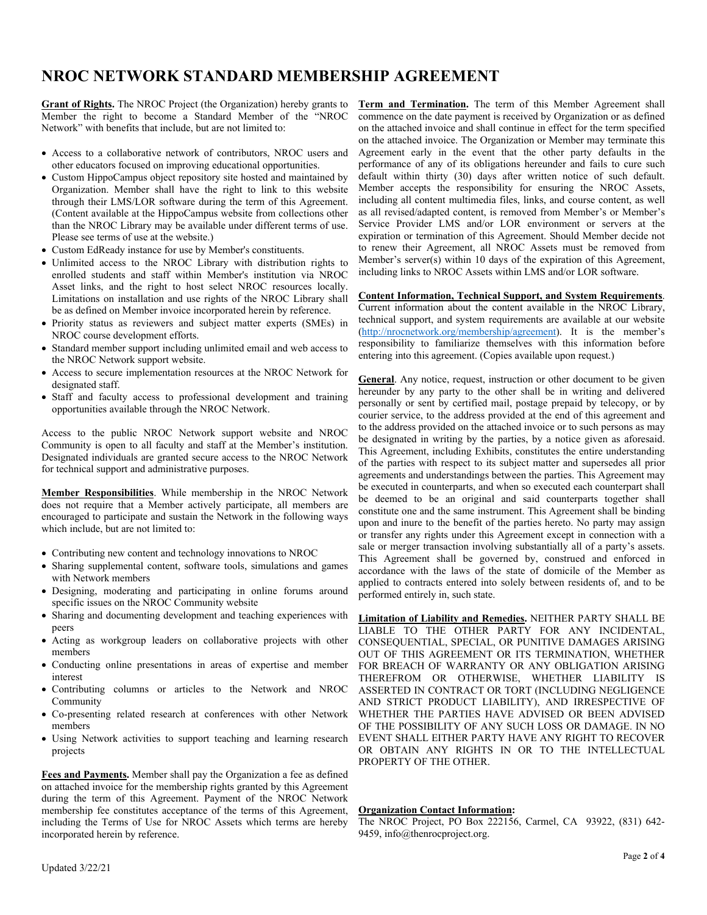# NROC NETWORK STANDARD MEMBERSHIP AGREEMENT

**Grant of Rights.** The NROC Project (the Organization) hereby grants to Member the right to become a Standard Member of the "NROC Network" with benefits that include, but are not limited to:

- Access to a collaborative network of contributors, NROC users and other educators focused on improving educational opportunities.
- Custom HippoCampus object repository site hosted and maintained by Organization. Member shall have the right to link to this website through their LMS/LOR software during the term of this Agreement. (Content available at the HippoCampus website from collections other than the NROC Library may be available under different terms of use. Please see terms of use at the website.)
- Custom EdReady instance for use by Member's constituents.
- Unlimited access to the NROC Library with distribution rights to enrolled students and staff within Member's institution via NROC Asset links, and the right to host select NROC resources locally. Limitations on installation and use rights of the NROC Library shall be as defined on Member invoice incorporated herein by reference.
- Priority status as reviewers and subject matter experts (SMEs) in NROC course development efforts.
- Standard member support including unlimited email and web access to the NROC Network support website.
- Access to secure implementation resources at the NROC Network for designated staff.
- Staff and faculty access to professional development and training opportunities available through the NROC Network.

Access to the public NROC Network support website and NROC Community is open to all faculty and staff at the Member's institution. Designated individuals are granted secure access to the NROC Network for technical support and administrative purposes.

**Member Responsibilities**. While membership in the NROC Network does not require that a Member actively participate, all members are encouraged to participate and sustain the Network in the following ways which include, but are not limited to:

- Contributing new content and technology innovations to NROC
- Sharing supplemental content, software tools, simulations and games with Network members
- Designing, moderating and participating in online forums around specific issues on the NROC Community website
- Sharing and documenting development and teaching experiences with peers
- Acting as workgroup leaders on collaborative projects with other members
- Conducting online presentations in areas of expertise and member interest
- Contributing columns or articles to the Network and NROC Community
- Co-presenting related research at conferences with other Network members
- Using Network activities to support teaching and learning research projects

**Fees and Payments.** Member shall pay the Organization a fee as defined on attached invoice for the membership rights granted by this Agreement during the term of this Agreement. Payment of the NROC Network membership fee constitutes acceptance of the terms of this Agreement, including the Terms of Use for NROC Assets which terms are hereby incorporated herein by reference.

**Term and Termination.** The term of this Member Agreement shall commence on the date payment is received by Organization or as defined on the attached invoice and shall continue in effect for the term specified on the attached invoice. The Organization or Member may terminate this Agreement early in the event that the other party defaults in the performance of any of its obligations hereunder and fails to cure such default within thirty (30) days after written notice of such default. Member accepts the responsibility for ensuring the NROC Assets, including all content multimedia files, links, and course content, as well as all revised/adapted content, is removed from Member's or Member's Service Provider LMS and/or LOR environment or servers at the expiration or termination of this Agreement. Should Member decide not to renew their Agreement, all NROC Assets must be removed from Member's server(s) within 10 days of the expiration of this Agreement, including links to NROC Assets within LMS and/or LOR software.

**Content Information, Technical Support, and System Requirements**. Current information about the content available in the NROC Library, technical support, and system requirements are available at our website (http://nrocnetwork.org/membership/agreement). It is the member's responsibility to familiarize themselves with this information before entering into this agreement. (Copies available upon request.)

**General**. Any notice, request, instruction or other document to be given hereunder by any party to the other shall be in writing and delivered personally or sent by certified mail, postage prepaid by telecopy, or by courier service, to the address provided at the end of this agreement and to the address provided on the attached invoice or to such persons as may be designated in writing by the parties, by a notice given as aforesaid. This Agreement, including Exhibits, constitutes the entire understanding of the parties with respect to its subject matter and supersedes all prior agreements and understandings between the parties. This Agreement may be executed in counterparts, and when so executed each counterpart shall be deemed to be an original and said counterparts together shall constitute one and the same instrument. This Agreement shall be binding upon and inure to the benefit of the parties hereto. No party may assign or transfer any rights under this Agreement except in connection with a sale or merger transaction involving substantially all of a party's assets. This Agreement shall be governed by, construed and enforced in accordance with the laws of the state of domicile of the Member as applied to contracts entered into solely between residents of, and to be performed entirely in, such state.

**Limitation of Liability and Remedies.** NEITHER PARTY SHALL BE LIABLE TO THE OTHER PARTY FOR ANY INCIDENTAL, CONSEQUENTIAL, SPECIAL, OR PUNITIVE DAMAGES ARISING OUT OF THIS AGREEMENT OR ITS TERMINATION, WHETHER FOR BREACH OF WARRANTY OR ANY OBLIGATION ARISING THEREFROM OR OTHERWISE, WHETHER LIABILITY IS ASSERTED IN CONTRACT OR TORT (INCLUDING NEGLIGENCE AND STRICT PRODUCT LIABILITY), AND IRRESPECTIVE OF WHETHER THE PARTIES HAVE ADVISED OR BEEN ADVISED OF THE POSSIBILITY OF ANY SUCH LOSS OR DAMAGE. IN NO EVENT SHALL EITHER PARTY HAVE ANY RIGHT TO RECOVER OR OBTAIN ANY RIGHTS IN OR TO THE INTELLECTUAL PROPERTY OF THE OTHER.

**Organization Contact Information:**

The NROC Project, PO Box 222156, Carmel, CA 93922, (831) 642-9459, info@thenrocproject.org.

Updated 3/22/21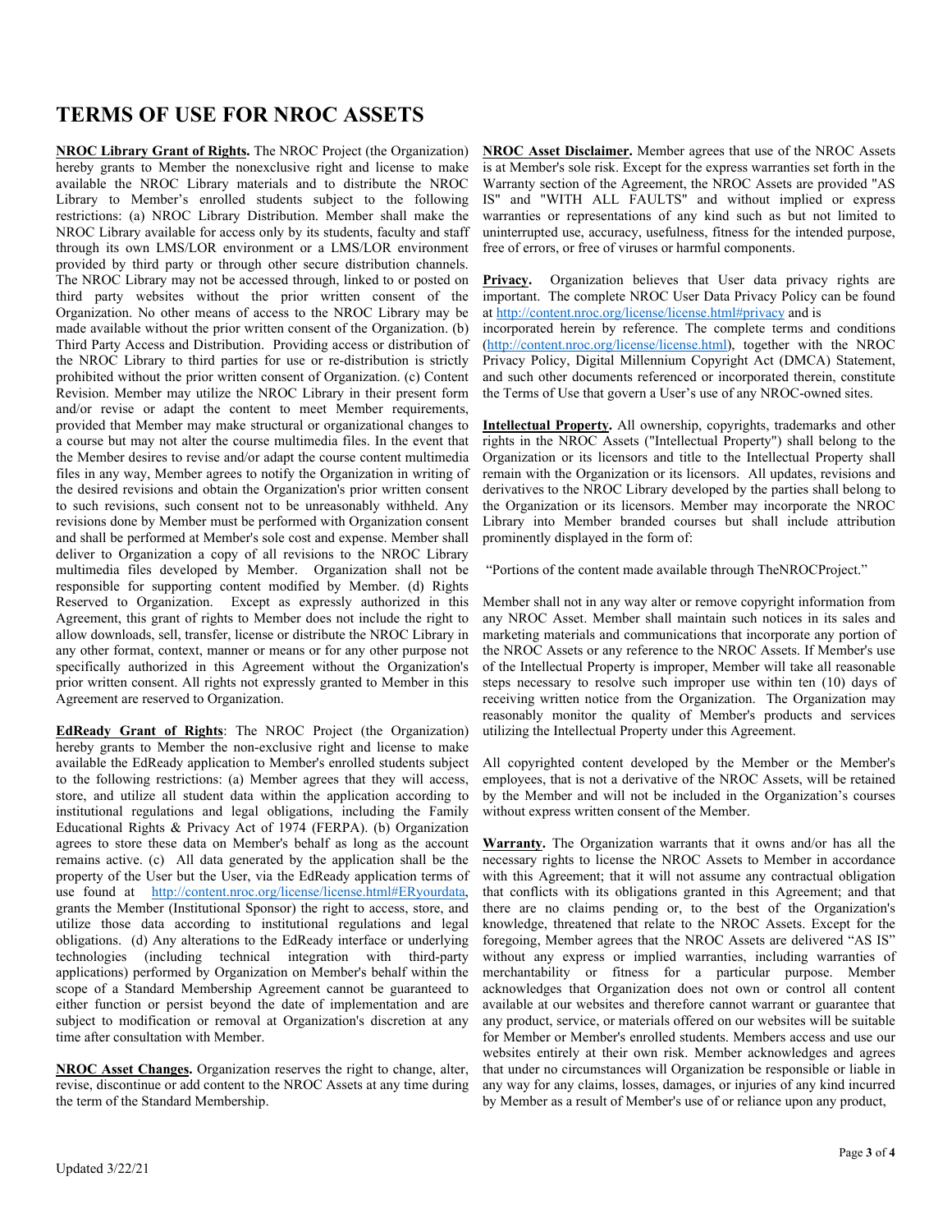# TERMS OF USE FOR NROC ASSETS

**NROC Library Grant of Rights.** The NROC Project (the Organization) hereby grants to Member the nonexclusive right and license to make available the NROC Library materials and to distribute the NROC Library to Member's enrolled students subject to the following restrictions: (a) NROC Library Distribution. Member shall make the NROC Library available for access only by its students, faculty and staff through its own LMS/LOR environment or a LMS/LOR environment provided by third party or through other secure distribution channels. The NROC Library may not be accessed through, linked to or posted on third party websites without the prior written consent of the Organization. No other means of access to the NROC Library may be made available without the prior written consent of the Organization. (b) Third Party Access and Distribution. Providing access or distribution of the NROC Library to third parties for use or re-distribution is strictly prohibited without the prior written consent of Organization. (c) Content Revision. Member may utilize the NROC Library in their present form and/or revise or adapt the content to meet Member requirements, provided that Member may make structural or organizational changes to a course but may not alter the course multimedia files. In the event that the Member desires to revise and/or adapt the course content multimedia files in any way, Member agrees to notify the Organization in writing of the desired revisions and obtain the Organization's prior written consent to such revisions, such consent not to be unreasonably withheld. Any revisions done by Member must be performed with Organization consent and shall be performed at Member's sole cost and expense. Member shall deliver to Organization a copy of all revisions to the NROC Library multimedia files developed by Member. Organization shall not be responsible for supporting content modified by Member. (d) Rights Reserved to Organization. Except as expressly authorized in this Agreement, this grant of rights to Member does not include the right to allow downloads, sell, transfer, license or distribute the NROC Library in any other format, context, manner or means or for any other purpose not specifically authorized in this Agreement without the Organization's prior written consent. All rights not expressly granted to Member in this Agreement are reserved to Organization.

**EdReady Grant of Rights**: The NROC Project (the Organization) hereby grants to Member the non-exclusive right and license to make available the EdReady application to Member's enrolled students subject to the following restrictions: (a) Member agrees that they will access, store, and utilize all student data within the application according to institutional regulations and legal obligations, including the Family Educational Rights & Privacy Act of 1974 (FERPA). (b) Organization agrees to store these data on Member's behalf as long as the account remains active. (c) All data generated by the application shall be the property of the User but the User, via the EdReady application terms of use found at http://content.nroc.org/license/license.html#ERyourdata, grants the Member (Institutional Sponsor) the right to access, store, and utilize those data according to institutional regulations and legal obligations. (d) Any alterations to the EdReady interface or underlying technologies (including technical integration with third-party applications) performed by Organization on Member's behalf within the scope of a Standard Membership Agreement cannot be guaranteed to either function or persist beyond the date of implementation and are subject to modification or removal at Organization's discretion at any time after consultation with Member.

**NROC Asset Changes.** Organization reserves the right to change, alter, revise, discontinue or add content to the NROC Assets at any time during the term of the Standard Membership.

**NROC Asset Disclaimer.** Member agrees that use of the NROC Assets is at Member's sole risk. Except for the express warranties set forth in the Warranty section of the Agreement, the NROC Assets are provided "AS IS" and "WITH ALL FAULTS" and without implied or express warranties or representations of any kind such as but not limited to uninterrupted use, accuracy, usefulness, fitness for the intended purpose, free of errors, or free of viruses or harmful components.

**Privacy.** Organization believes that User data privacy rights are important. The complete NROC User Data Privacy Policy can be found at http://content.nroc.org/license/license.html#privacy and is incorporated herein by reference. The complete terms and conditions (http://content.nroc.org/license/license.html), together with the NROC Privacy Policy, Digital Millennium Copyright Act (DMCA) Statement, and such other documents referenced or incorporated therein, constitute the Terms of Use that govern a User's use of any NROC-owned sites.

**Intellectual Property.** All ownership, copyrights, trademarks and other rights in the NROC Assets ("Intellectual Property") shall belong to the Organization or its licensors and title to the Intellectual Property shall remain with the Organization or its licensors. All updates, revisions and derivatives to the NROC Library developed by the parties shall belong to the Organization or its licensors. Member may incorporate the NROC Library into Member branded courses but shall include attribution prominently displayed in the form of:

"Portions of the content made available through TheNROCProject."

Member shall not in any way alter or remove copyright information from any NROC Asset. Member shall maintain such notices in its sales and marketing materials and communications that incorporate any portion of the NROC Assets or any reference to the NROC Assets. If Member's use of the Intellectual Property is improper, Member will take all reasonable steps necessary to resolve such improper use within ten (10) days of receiving written notice from the Organization. The Organization may reasonably monitor the quality of Member's products and services utilizing the Intellectual Property under this Agreement.

All copyrighted content developed by the Member or the Member's employees, that is not a derivative of the NROC Assets, will be retained by the Member and will not be included in the Organization's courses without express written consent of the Member.

**Warranty.** The Organization warrants that it owns and/or has all the necessary rights to license the NROC Assets to Member in accordance with this Agreement; that it will not assume any contractual obligation that conflicts with its obligations granted in this Agreement; and that there are no claims pending or, to the best of the Organization's knowledge, threatened that relate to the NROC Assets. Except for the foregoing, Member agrees that the NROC Assets are delivered "AS IS" without any express or implied warranties, including warranties of merchantability or fitness for a particular purpose. Member acknowledges that Organization does not own or control all content available at our websites and therefore cannot warrant or guarantee that any product, service, or materials offered on our websites will be suitable for Member or Member's enrolled students. Members access and use our websites entirely at their own risk. Member acknowledges and agrees that under no circumstances will Organization be responsible or liable in any way for any claims, losses, damages, or injuries of any kind incurred by Member as a result of Member's use of or reliance upon any product,

Updated 3/22/21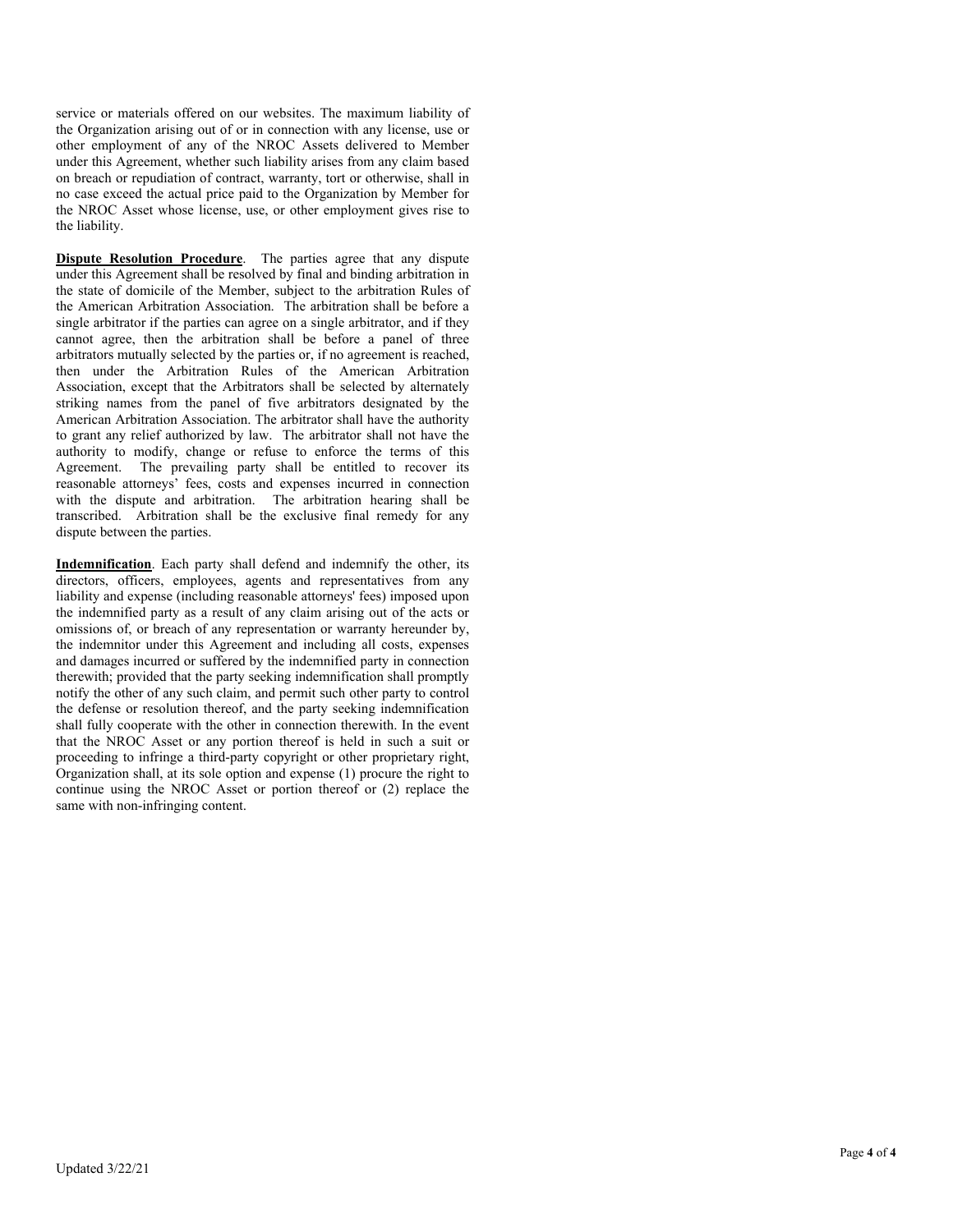service or materials offered on our websites. The maximum liability of the Organization arising out of or in connection with any license, use or other employment of any of the NROC Assets delivered to Member under this Agreement, whether such liability arises from any claim based on breach or repudiation of contract, warranty, tort or otherwise, shall in no case exceed the actual price paid to the Organization by Member for the NROC Asset whose license, use, or other employment gives rise to the liability.

**Dispute Resolution Procedure**. The parties agree that any dispute under this Agreement shall be resolved by final and binding arbitration in the state of domicile of the Member, subject to the arbitration Rules of the American Arbitration Association. The arbitration shall be before a single arbitrator if the parties can agree on a single arbitrator, and if they cannot agree, then the arbitration shall be before a panel of three arbitrators mutually selected by the parties or, if no agreement is reached, then under the Arbitration Rules of the American Arbitration Association, except that the Arbitrators shall be selected by alternately striking names from the panel of five arbitrators designated by the American Arbitration Association. The arbitrator shall have the authority to grant any relief authorized by law. The arbitrator shall not have the authority to modify, change or refuse to enforce the terms of this Agreement. The prevailing party shall be entitled to recover its reasonable attorneys' fees, costs and expenses incurred in connection with the dispute and arbitration. The arbitration hearing shall be transcribed. Arbitration shall be the exclusive final remedy for any dispute between the parties.

**Indemnification**. Each party shall defend and indemnify the other, its directors, officers, employees, agents and representatives from any liability and expense (including reasonable attorneys' fees) imposed upon the indemnified party as a result of any claim arising out of the acts or omissions of, or breach of any representation or warranty hereunder by, the indemnitor under this Agreement and including all costs, expenses and damages incurred or suffered by the indemnified party in connection therewith; provided that the party seeking indemnification shall promptly notify the other of any such claim, and permit such other party to control the defense or resolution thereof, and the party seeking indemnification shall fully cooperate with the other in connection therewith. In the event that the NROC Asset or any portion thereof is held in such a suit or proceeding to infringe a third-party copyright or other proprietary right, Organization shall, at its sole option and expense (1) procure the right to continue using the NROC Asset or portion thereof or (2) replace the same with non-infringing content.

Updated 3/22/21